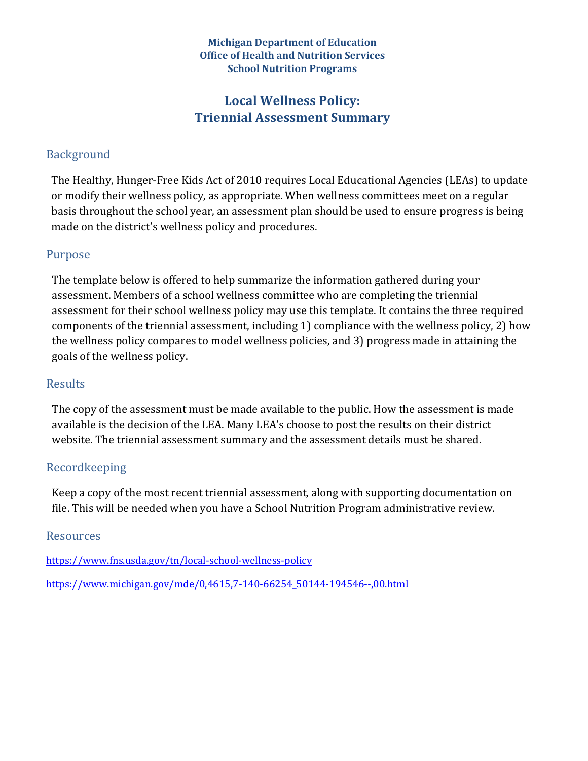**Michigan Department of Education**
**Office of Health and Nutrition Services**
**School Nutrition Programs**

# Local Wellness Policy: Triennial Assessment Summary

## Background

The Healthy, Hunger-Free Kids Act of 2010 requires Local Educational Agencies (LEAs) to update or modify their wellness policy, as appropriate. When wellness committees meet on a regular basis throughout the school year, an assessment plan should be used to ensure progress is being made on the district's wellness policy and procedures.

## Purpose

The template below is offered to help summarize the information gathered during your assessment. Members of a school wellness committee who are completing the triennial assessment for their school wellness policy may use this template. It contains the three required components of the triennial assessment, including 1) compliance with the wellness policy, 2) how the wellness policy compares to model wellness policies, and 3) progress made in attaining the goals of the wellness policy.

## Results

The copy of the assessment must be made available to the public. How the assessment is made available is the decision of the LEA. Many LEA's choose to post the results on their district website. The triennial assessment summary and the assessment details must be shared.

## Recordkeeping

Keep a copy of the most recent triennial assessment, along with supporting documentation on file. This will be needed when you have a School Nutrition Program administrative review.

## Resources

https://www.fns.usda.gov/tn/local-school-wellness-policy

https://www.michigan.gov/mde/0,4615,7-140-66254_50144-194546--,00.html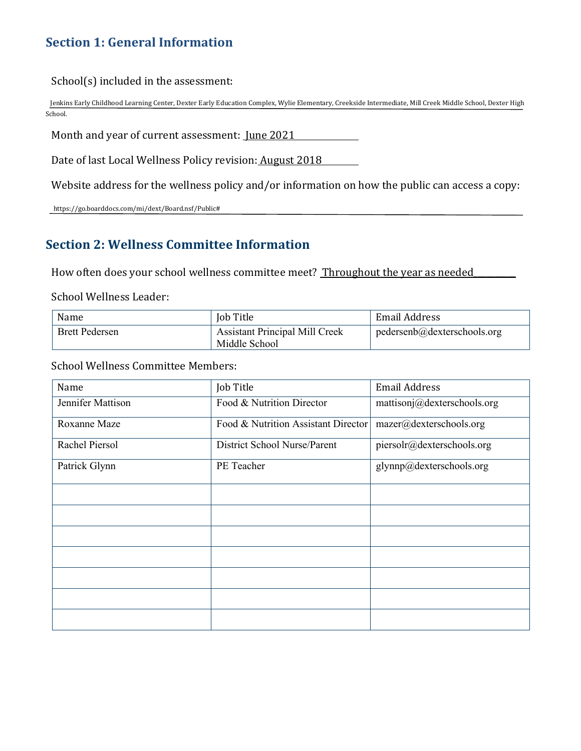## Section 1: General Information

School(s) included in the assessment:

Jenkins Early Childhood Learning Center, Dexter Early Education Complex, Wylie Elementary, Creekside Intermediate, Mill Creek Middle School, Dexter High School.

Month and year of current assessment: June 2021

Date of last Local Wellness Policy revision: August 2018

Website address for the wellness policy and/or information on how the public can access a copy:

https://go.boarddocs.com/mi/dext/Board.nsf/Public#

## Section 2: Wellness Committee Information

How often does your school wellness committee meet? Throughout the year as needed

School Wellness Leader:

| Name | Job Title | Email Address |
|---|---|---|
| Brett Pedersen | Assistant Principal Mill Creek Middle School | pedersenb@dexterschools.org |

School Wellness Committee Members:

| Name | Job Title | Email Address |
|---|---|---|
| Jennifer Mattison | Food & Nutrition Director | mattisonj@dexterschools.org |
| Roxanne Maze | Food & Nutrition Assistant Director | mazer@dexterschools.org |
| Rachel Piersol | District School Nurse/Parent | piersolr@dexterschools.org |
| Patrick Glynn | PE Teacher | glynnp@dexterschools.org |
| | | |
| | | |
| | | |
| | | |
| | | |
| | | |
| | | |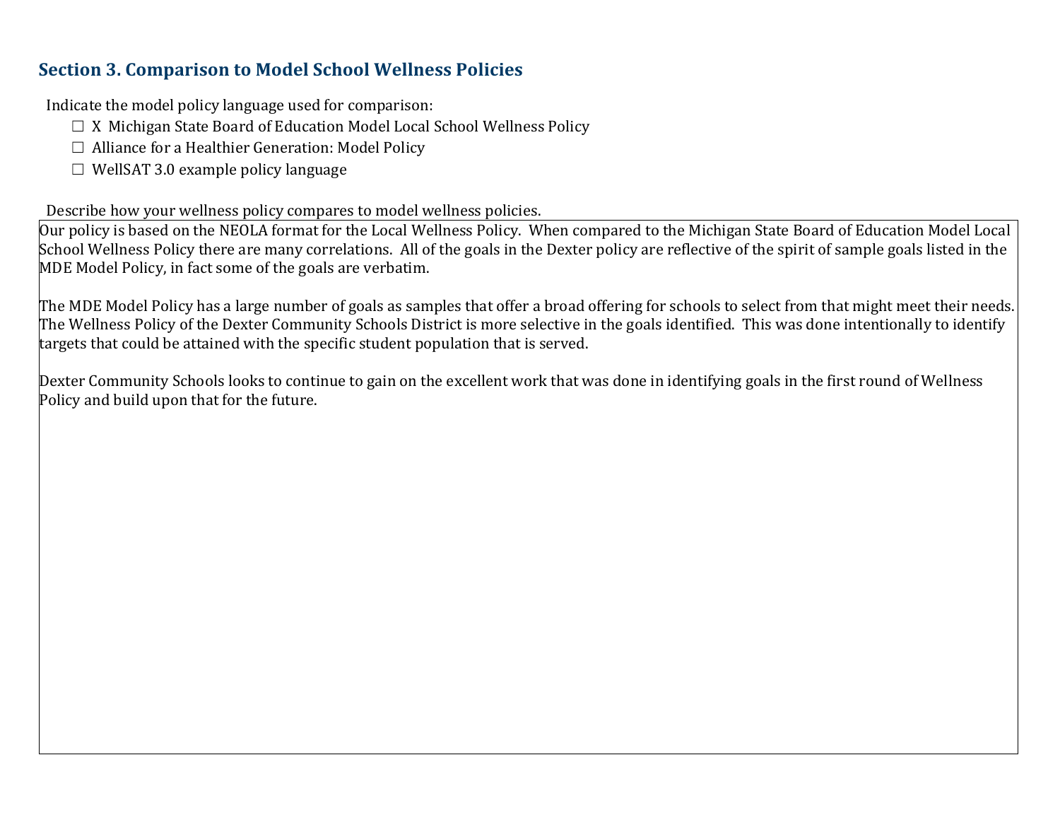## Section 3. Comparison to Model School Wellness Policies

Indicate the model policy language used for comparison:

- ☐ X Michigan State Board of Education Model Local School Wellness Policy
- ☐ Alliance for a Healthier Generation: Model Policy
- ☐ WellSAT 3.0 example policy language

Describe how your wellness policy compares to model wellness policies.

Our policy is based on the NEOLA format for the Local Wellness Policy. When compared to the Michigan State Board of Education Model Local School Wellness Policy there are many correlations. All of the goals in the Dexter policy are reflective of the spirit of sample goals listed in the MDE Model Policy, in fact some of the goals are verbatim.

The MDE Model Policy has a large number of goals as samples that offer a broad offering for schools to select from that might meet their needs. The Wellness Policy of the Dexter Community Schools District is more selective in the goals identified. This was done intentionally to identify targets that could be attained with the specific student population that is served.

Dexter Community Schools looks to continue to gain on the excellent work that was done in identifying goals in the first round of Wellness Policy and build upon that for the future.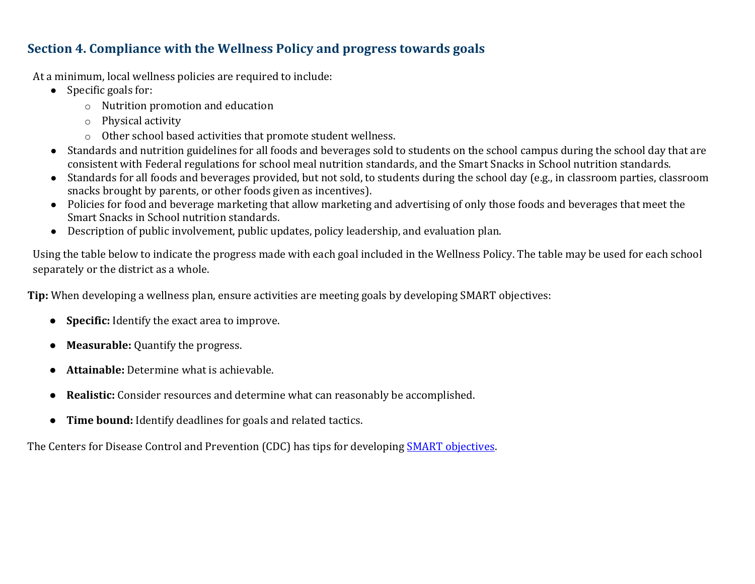## Section 4. Compliance with the Wellness Policy and progress towards goals

At a minimum, local wellness policies are required to include:

- Specific goals for:
    - Nutrition promotion and education
    - Physical activity
    - Other school based activities that promote student wellness.
- Standards and nutrition guidelines for all foods and beverages sold to students on the school campus during the school day that are consistent with Federal regulations for school meal nutrition standards, and the Smart Snacks in School nutrition standards.
- Standards for all foods and beverages provided, but not sold, to students during the school day (e.g., in classroom parties, classroom snacks brought by parents, or other foods given as incentives).
- Policies for food and beverage marketing that allow marketing and advertising of only those foods and beverages that meet the Smart Snacks in School nutrition standards.
- Description of public involvement, public updates, policy leadership, and evaluation plan.

Using the table below to indicate the progress made with each goal included in the Wellness Policy. The table may be used for each school separately or the district as a whole.

**Tip:** When developing a wellness plan, ensure activities are meeting goals by developing SMART objectives:

- **Specific:** Identify the exact area to improve.
- **Measurable:** Quantify the progress.
- **Attainable:** Determine what is achievable.
- **Realistic:** Consider resources and determine what can reasonably be accomplished.
- **Time bound:** Identify deadlines for goals and related tactics.

The Centers for Disease Control and Prevention (CDC) has tips for developing SMART objectives.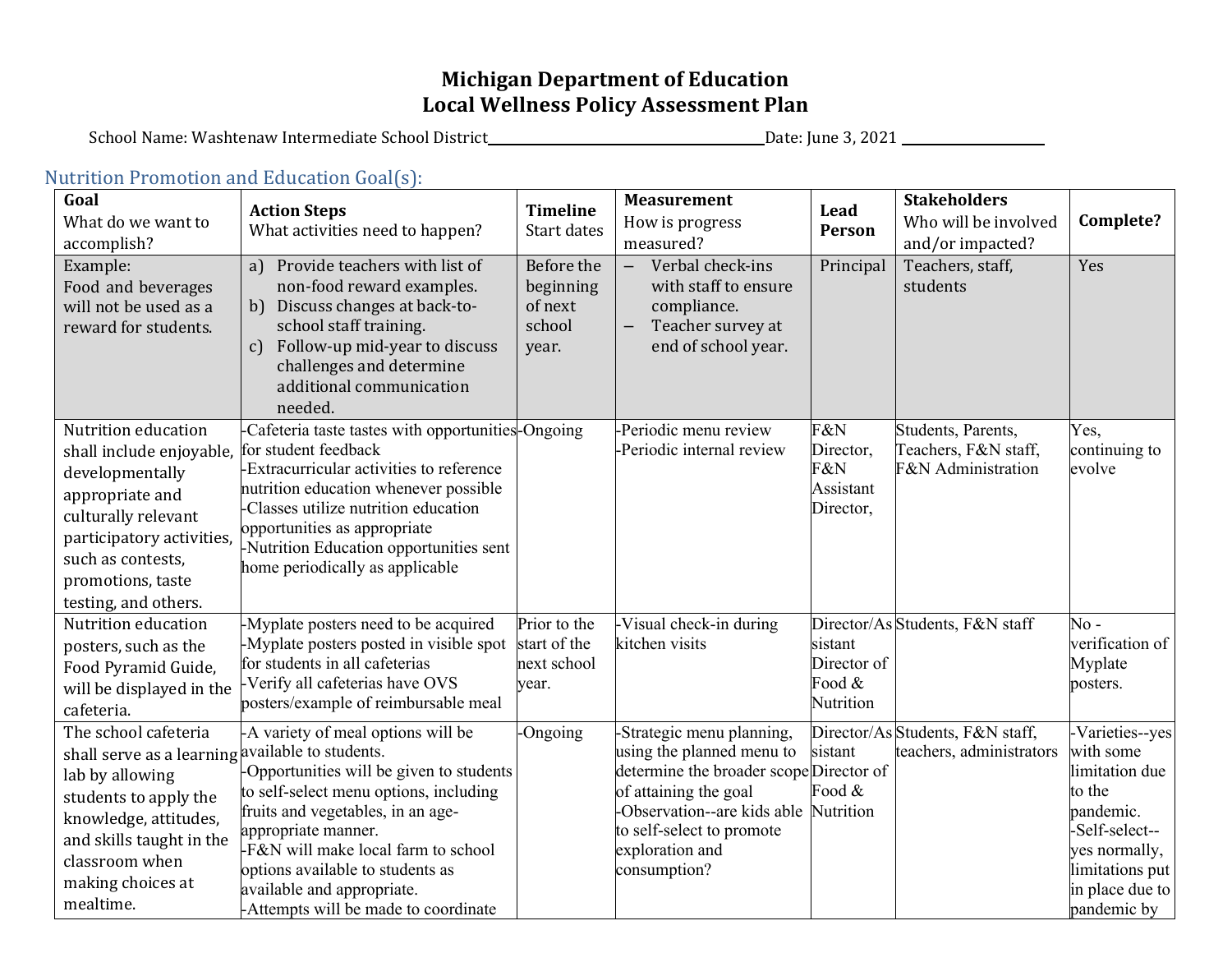# Michigan Department of Education
# Local Wellness Policy Assessment Plan

School Name: Washtenaw Intermediate School District Date: June 3, 2021

## Nutrition Promotion and Education Goal(s):

| **Goal** What do we want to accomplish? | **Action Steps** What activities need to happen? | **Timeline** Start dates | **Measurement** How is progress measured? | **Lead Person** | **Stakeholders** Who will be involved and/or impacted? | **Complete?** |
|---|---|---|---|---|---|---|
| Example: Food and beverages will not be used as a reward for students. | a) Provide teachers with list of non-food reward examples. b) Discuss changes at back-to-school staff training. c) Follow-up mid-year to discuss challenges and determine additional communication needed. | Before the beginning of next school year. | – Verbal check-ins with staff to ensure compliance. – Teacher survey at end of school year. | Principal | Teachers, staff, students | Yes |
| Nutrition education shall include enjoyable, developmentally appropriate and culturally relevant participatory activities, such as contests, promotions, taste testing, and others. | -Cafeteria taste tastes with opportunities for student feedback -Extracurricular activities to reference nutrition education whenever possible -Classes utilize nutrition education opportunities as appropriate -Nutrition Education opportunities sent home periodically as applicable | -Ongoing | -Periodic menu review -Periodic internal review | F&N Director, F&N Assistant Director, | Students, Parents, Teachers, F&N staff, F&N Administration | Yes, continuing to evolve |
| Nutrition education posters, such as the Food Pyramid Guide, will be displayed in the cafeteria. | -Myplate posters need to be acquired -Myplate posters posted in visible spot for students in all cafeterias -Verify all cafeterias have OVS posters/example of reimbursable meal | Prior to the start of the next school year. | -Visual check-in during kitchen visits | Director/Assistant Director of Food & Nutrition | Students, F&N staff | No - verification of Myplate posters. |
| The school cafeteria shall serve as a learning lab by allowing students to apply the knowledge, attitudes, and skills taught in the classroom when making choices at mealtime. | -A variety of meal options will be available to students. -Opportunities will be given to students to self-select menu options, including fruits and vegetables, in an age-appropriate manner. -F&N will make local farm to school options available to students as available and appropriate. -Attempts will be made to coordinate | -Ongoing | -Strategic menu planning, using the planned menu to determine the broader scope of attaining the goal -Observation--are kids able to self-select to promote exploration and consumption? | Director/Assistant Director of Food & Nutrition | Students, F&N staff, teachers, administrators | -Varieties--yes with some limitation due to the pandemic. -Self-select--yes normally, limitations put in place due to pandemic by |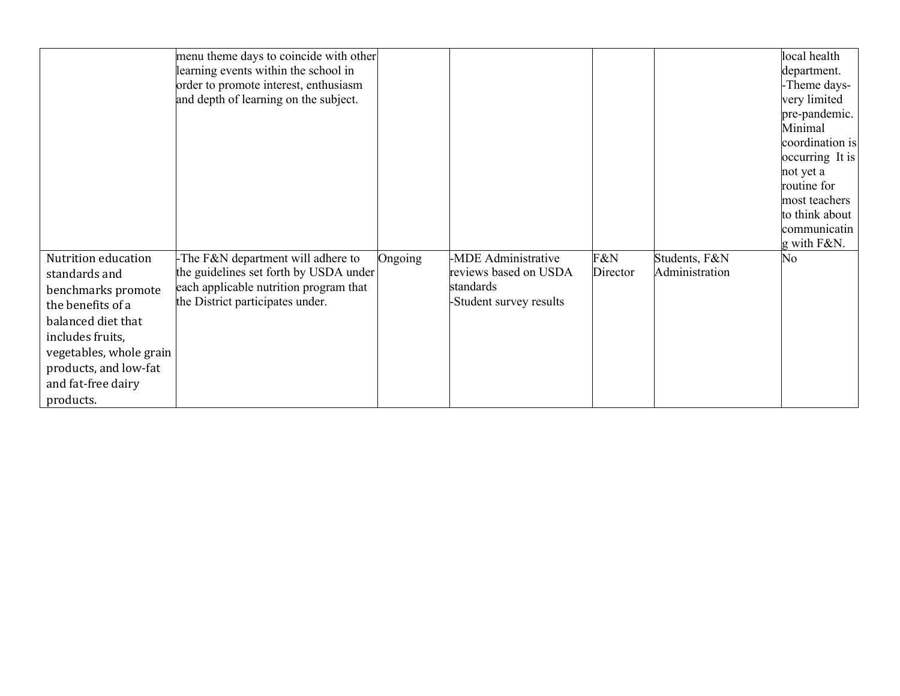| | | | | | | |
|---|---|---|---|---|---|---|
| | menu theme days to coincide with other learning events within the school in order to promote interest, enthusiasm and depth of learning on the subject. | | | | | local health department. -Theme days- very limited pre-pandemic. Minimal coordination is occurring It is not yet a routine for most teachers to think about communicating with F&N. |
| Nutrition education standards and benchmarks promote the benefits of a balanced diet that includes fruits, vegetables, whole grain products, and low-fat and fat-free dairy products. | -The F&N department will adhere to the guidelines set forth by USDA under each applicable nutrition program that the District participates under. | Ongoing | -MDE Administrative reviews based on USDA standards<br>-Student survey results | F&N Director | Students, F&N Administration | No |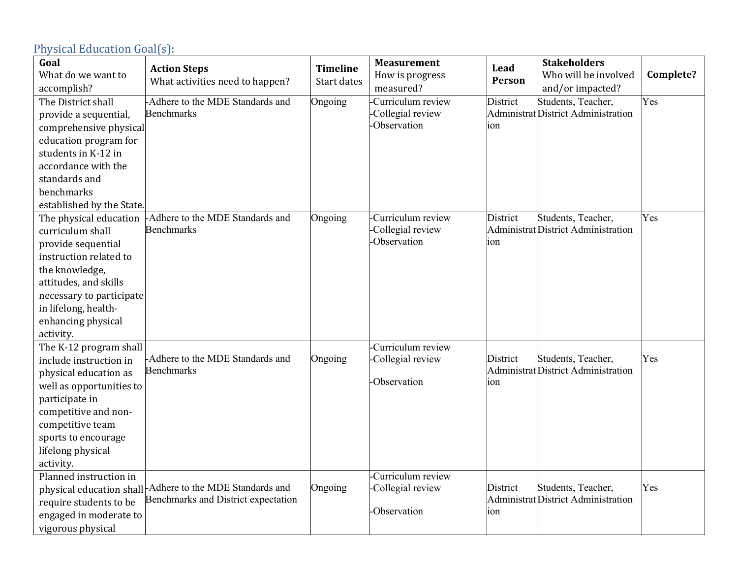## Physical Education Goal(s):

| **Goal** What do we want to accomplish? | **Action Steps** What activities need to happen? | **Timeline** Start dates | **Measurement** How is progress measured? | **Lead Person** | **Stakeholders** Who will be involved and/or impacted? | **Complete?** |
|---|---|---|---|---|---|---|
| The District shall provide a sequential, comprehensive physical education program for students in K-12 in accordance with the standards and benchmarks established by the State. | -Adhere to the MDE Standards and Benchmarks | Ongoing | -Curriculum review<br>-Collegial review<br>-Observation | District Administration | Students, Teacher, District Administration | Yes |
| The physical education curriculum shall provide sequential instruction related to the knowledge, attitudes, and skills necessary to participate in lifelong, health-enhancing physical activity. | -Adhere to the MDE Standards and Benchmarks | Ongoing | -Curriculum review<br>-Collegial review<br>-Observation | District Administration | Students, Teacher, District Administration | Yes |
| The K-12 program shall include instruction in physical education as well as opportunities to participate in competitive and non-competitive team sports to encourage lifelong physical activity. | -Adhere to the MDE Standards and Benchmarks | Ongoing | -Curriculum review<br>-Collegial review<br>-Observation | District Administration | Students, Teacher, District Administration | Yes |
| Planned instruction in physical education shall require students to be engaged in moderate to vigorous physical | -Adhere to the MDE Standards and Benchmarks and District expectation | Ongoing | -Curriculum review<br>-Collegial review<br>-Observation | District Administration | Students, Teacher, District Administration | Yes |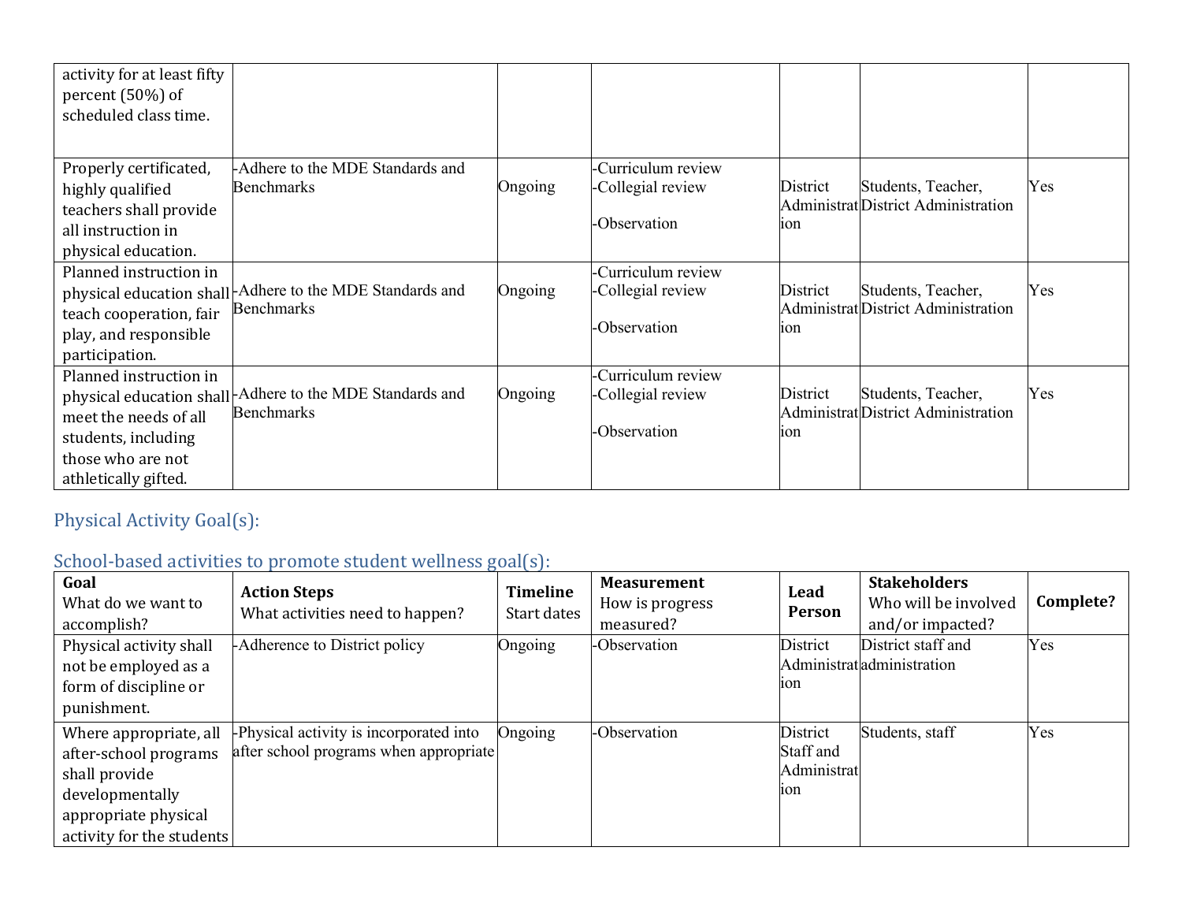| | | | | | | |
|---|---|---|---|---|---|---|
| activity for at least fifty percent (50%) of scheduled class time. | | | | | | |
| Properly certificated, highly qualified teachers shall provide all instruction in physical education. | -Adhere to the MDE Standards and Benchmarks | Ongoing | -Curriculum review -Collegial review -Observation | District Administration | Students, Teacher, District Administration | Yes |
| Planned instruction in physical education shall teach cooperation, fair play, and responsible participation. | -Adhere to the MDE Standards and Benchmarks | Ongoing | -Curriculum review -Collegial review -Observation | District Administration | Students, Teacher, District Administration | Yes |
| Planned instruction in physical education shall meet the needs of all students, including those who are not athletically gifted. | -Adhere to the MDE Standards and Benchmarks | Ongoing | -Curriculum review -Collegial review -Observation | District Administration | Students, Teacher, District Administration | Yes |

## Physical Activity Goal(s):

## School-based activities to promote student wellness goal(s):

| **Goal** What do we want to accomplish? | **Action Steps** What activities need to happen? | **Timeline** Start dates | **Measurement** How is progress measured? | **Lead Person** | **Stakeholders** Who will be involved and/or impacted? | **Complete?** |
|---|---|---|---|---|---|---|
| Physical activity shall not be employed as a form of discipline or punishment. | -Adherence to District policy | Ongoing | -Observation | District Administration | District staff and administration | Yes |
| Where appropriate, all after-school programs shall provide developmentally appropriate physical activity for the students | -Physical activity is incorporated into after school programs when appropriate | Ongoing | -Observation | District Staff and Administration | Students, staff | Yes |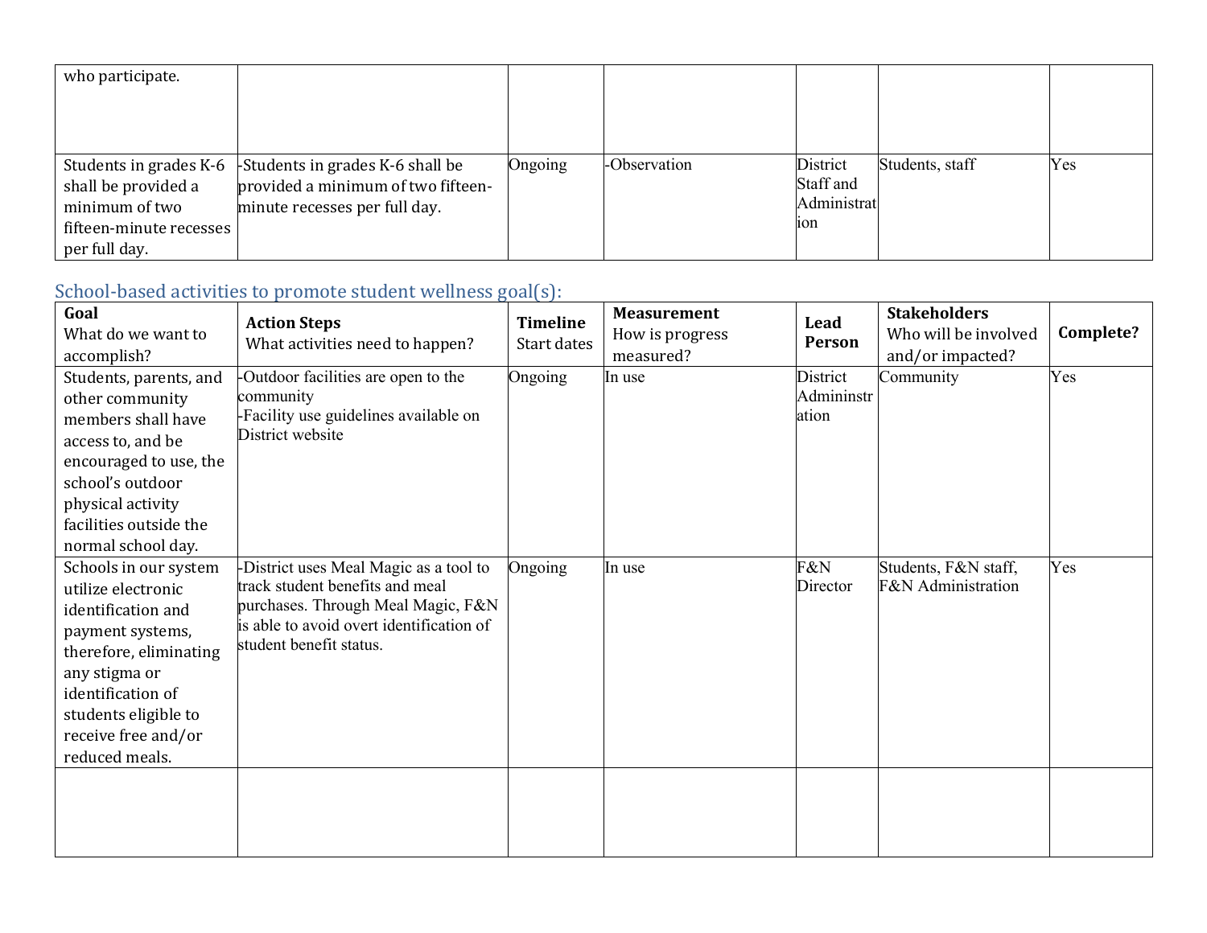| | | | | | | |
|---|---|---|---|---|---|---|
| who participate. | | | | | | |
| Students in grades K-6 shall be provided a minimum of two fifteen-minute recesses per full day. | -Students in grades K-6 shall be provided a minimum of two fifteen-minute recesses per full day. | Ongoing | -Observation | District Staff and Administration | Students, staff | Yes |

## School-based activities to promote student wellness goal(s):

| **Goal** What do we want to accomplish? | **Action Steps** What activities need to happen? | **Timeline** Start dates | **Measurement** How is progress measured? | **Lead Person** | **Stakeholders** Who will be involved and/or impacted? | **Complete?** |
|---|---|---|---|---|---|---|
| Students, parents, and other community members shall have access to, and be encouraged to use, the school's outdoor physical activity facilities outside the normal school day. | -Outdoor facilities are open to the community<br>-Facility use guidelines available on District website | Ongoing | In use | District Admininstration | Community | Yes |
| Schools in our system utilize electronic identification and payment systems, therefore, eliminating any stigma or identification of students eligible to receive free and/or reduced meals. | -District uses Meal Magic as a tool to track student benefits and meal purchases. Through Meal Magic, F&N is able to avoid overt identification of student benefit status. | Ongoing | In use | F&N Director | Students, F&N staff, F&N Administration | Yes |
| | | | | | | |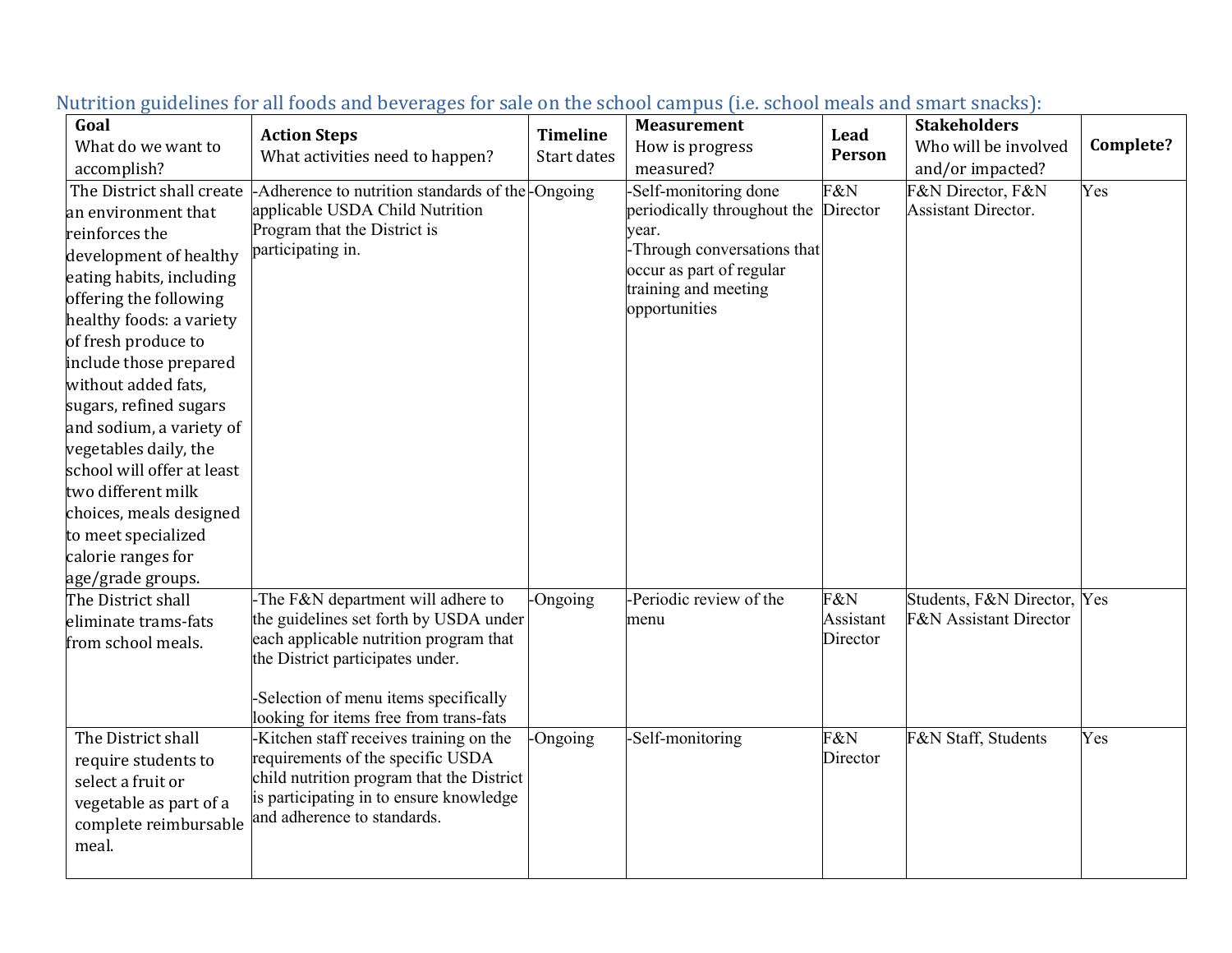Nutrition guidelines for all foods and beverages for sale on the school campus (i.e. school meals and smart snacks):

| Goal What do we want to accomplish? | Action Steps What activities need to happen? | Timeline Start dates | Measurement How is progress measured? | Lead Person | Stakeholders Who will be involved and/or impacted? | Complete? |
|---|---|---|---|---|---|---|
| The District shall create an environment that reinforces the development of healthy eating habits, including offering the following healthy foods: a variety of fresh produce to include those prepared without added fats, sugars, refined sugars and sodium, a variety of vegetables daily, the school will offer at least two different milk choices, meals designed to meet specialized calorie ranges for age/grade groups. | -Adherence to nutrition standards of the applicable USDA Child Nutrition Program that the District is participating in. | -Ongoing | -Self-monitoring done periodically throughout the year.<br>-Through conversations that occur as part of regular training and meeting opportunities | F&N Director | F&N Director, F&N Assistant Director. | Yes |
| The District shall eliminate trams-fats from school meals. | -The F&N department will adhere to the guidelines set forth by USDA under each applicable nutrition program that the District participates under.<br><br>-Selection of menu items specifically looking for items free from trans-fats | -Ongoing | -Periodic review of the menu | F&N Assistant Director | Students, F&N Director, F&N Assistant Director | Yes |
| The District shall require students to select a fruit or vegetable as part of a complete reimbursable meal. | -Kitchen staff receives training on the requirements of the specific USDA child nutrition program that the District is participating in to ensure knowledge and adherence to standards. | -Ongoing | -Self-monitoring | F&N Director | F&N Staff, Students | Yes |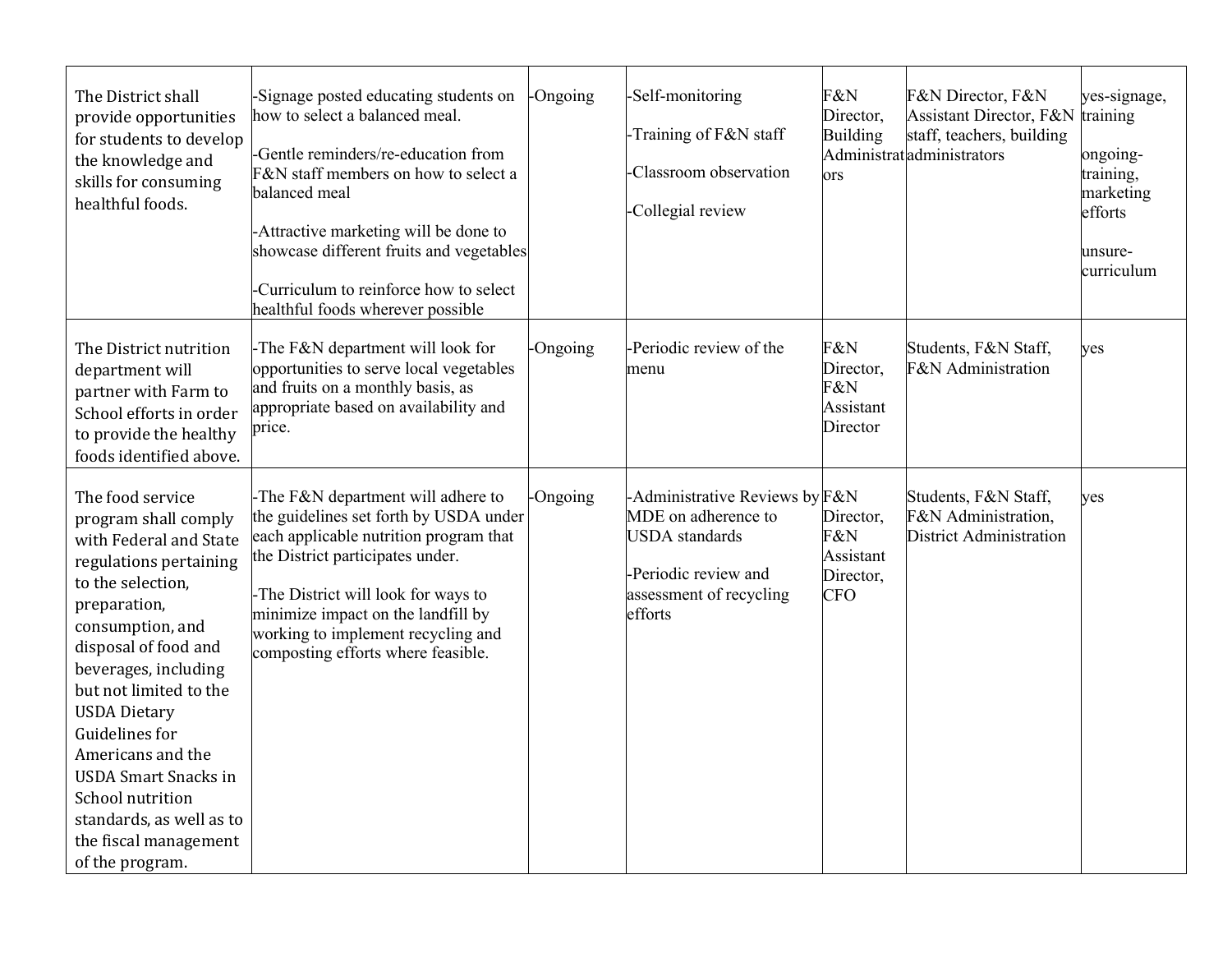| | | | | | | |
|---|---|---|---|---|---|---|
| The District shall provide opportunities for students to develop the knowledge and skills for consuming healthful foods. | -Signage posted educating students on how to select a balanced meal.<br><br>-Gentle reminders/re-education from F&N staff members on how to select a balanced meal<br><br>-Attractive marketing will be done to showcase different fruits and vegetables<br><br>-Curriculum to reinforce how to select healthful foods wherever possible | -Ongoing | -Self-monitoring<br><br>-Training of F&N staff<br><br>-Classroom observation<br><br>-Collegial review | F&N Director, Building Administrators | F&N Director, F&N Assistant Director, F&N staff, teachers, building administrators | yes-signage, training<br><br>ongoing-training, marketing efforts<br><br>unsure-curriculum |
| The District nutrition department will partner with Farm to School efforts in order to provide the healthy foods identified above. | -The F&N department will look for opportunities to serve local vegetables and fruits on a monthly basis, as appropriate based on availability and price. | -Ongoing | -Periodic review of the menu | F&N Director, F&N Assistant Director | Students, F&N Staff, F&N Administration | yes |
| The food service program shall comply with Federal and State regulations pertaining to the selection, preparation, consumption, and disposal of food and beverages, including but not limited to the USDA Dietary Guidelines for Americans and the USDA Smart Snacks in School nutrition standards, as well as to the fiscal management of the program. | -The F&N department will adhere to the guidelines set forth by USDA under each applicable nutrition program that the District participates under.<br><br>-The District will look for ways to minimize impact on the landfill by working to implement recycling and composting efforts where feasible. | -Ongoing | -Administrative Reviews by MDE on adherence to USDA standards<br><br>-Periodic review and assessment of recycling efforts | F&N Director, F&N Assistant Director, CFO | Students, F&N Staff, F&N Administration, District Administration | yes |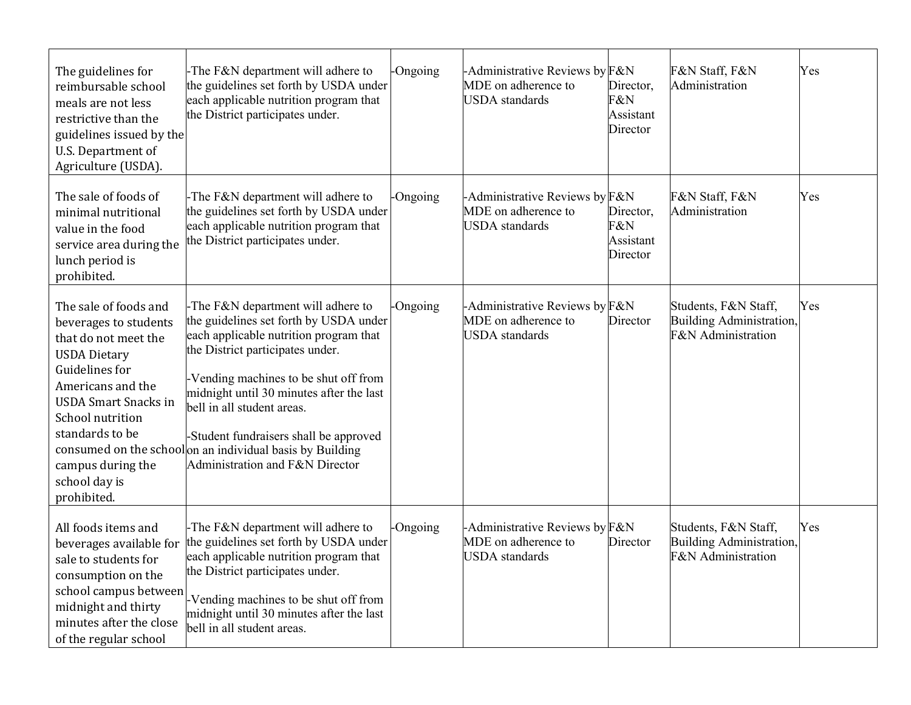| | | | | | | |
|---|---|---|---|---|---|---|
| The guidelines for reimbursable school meals are not less restrictive than the guidelines issued by the U.S. Department of Agriculture (USDA). | -The F&N department will adhere to the guidelines set forth by USDA under each applicable nutrition program that the District participates under. | -Ongoing | -Administrative Reviews by MDE on adherence to USDA standards | F&N Director, F&N Assistant Director | F&N Staff, F&N Administration | Yes |
| The sale of foods of minimal nutritional value in the food service area during the lunch period is prohibited. | -The F&N department will adhere to the guidelines set forth by USDA under each applicable nutrition program that the District participates under. | -Ongoing | -Administrative Reviews by MDE on adherence to USDA standards | F&N Director, F&N Assistant Director | F&N Staff, F&N Administration | Yes |
| The sale of foods and beverages to students that do not meet the USDA Dietary Guidelines for Americans and the USDA Smart Snacks in School nutrition standards to be consumed on the school campus during the school day is prohibited. | -The F&N department will adhere to the guidelines set forth by USDA under each applicable nutrition program that the District participates under.<br><br>-Vending machines to be shut off from midnight until 30 minutes after the last bell in all student areas.<br><br>-Student fundraisers shall be approved on an individual basis by Building Administration and F&N Director | -Ongoing | -Administrative Reviews by MDE on adherence to USDA standards | F&N Director | Students, F&N Staff, Building Administration, F&N Administration | Yes |
| All foods items and beverages available for sale to students for consumption on the school campus between midnight and thirty minutes after the close of the regular school | -The F&N department will adhere to the guidelines set forth by USDA under each applicable nutrition program that the District participates under.<br><br>-Vending machines to be shut off from midnight until 30 minutes after the last bell in all student areas. | -Ongoing | -Administrative Reviews by MDE on adherence to USDA standards | F&N Director | Students, F&N Staff, Building Administration, F&N Administration | Yes |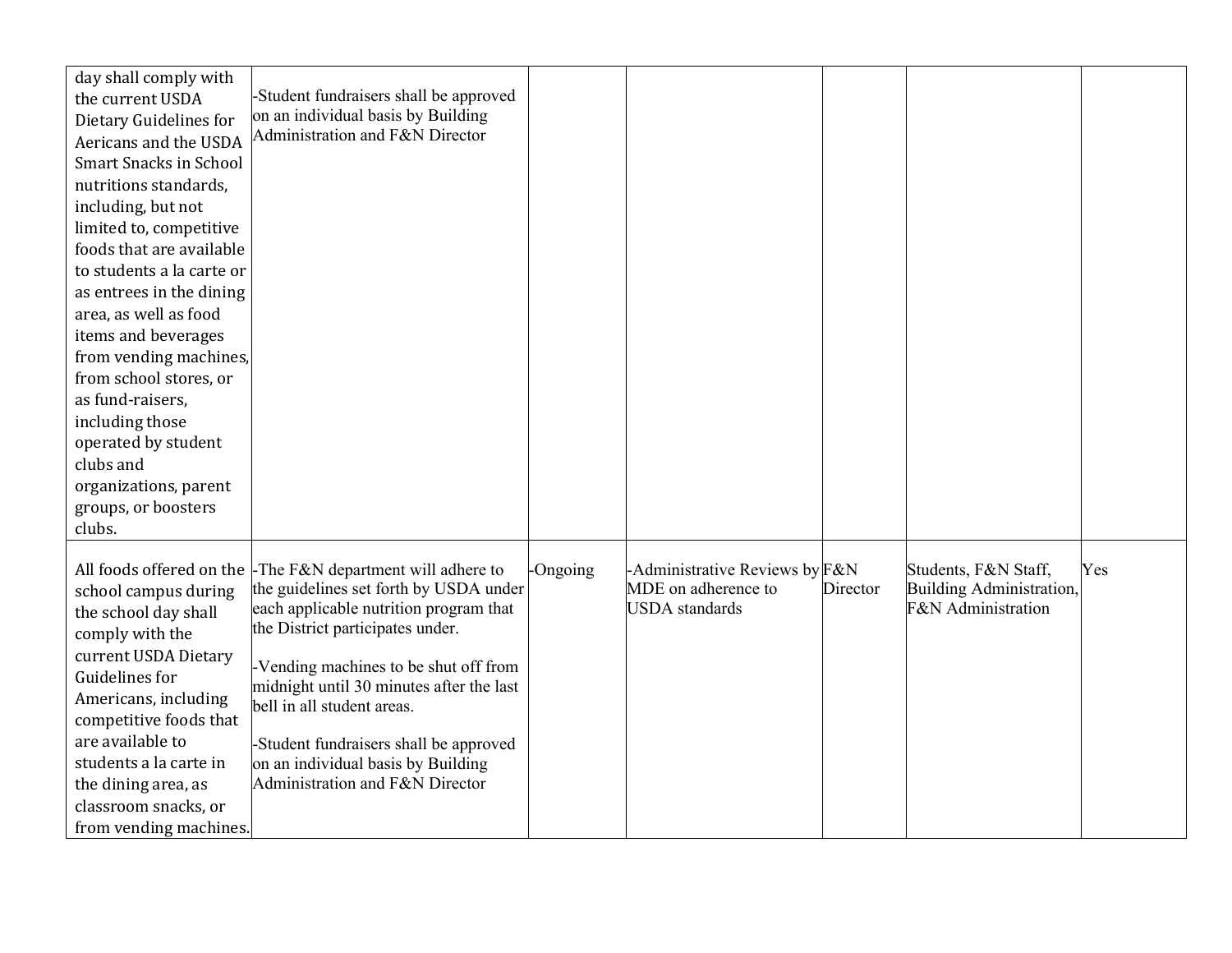| | | | | | | |
|---|---|---|---|---|---|---|
| day shall comply with the current USDA Dietary Guidelines for Aericans and the USDA Smart Snacks in School nutritions standards, including, but not limited to, competitive foods that are available to students a la carte or as entrees in the dining area, as well as food items and beverages from vending machines, from school stores, or as fund-raisers, including those operated by student clubs and organizations, parent groups, or boosters clubs. | -Student fundraisers shall be approved on an individual basis by Building Administration and F&N Director | | | | | |
| All foods offered on the school campus during the school day shall comply with the current USDA Dietary Guidelines for Americans, including competitive foods that are available to students a la carte in the dining area, as classroom snacks, or from vending machines. | -The F&N department will adhere to the guidelines set forth by USDA under each applicable nutrition program that the District participates under.<br><br>-Vending machines to be shut off from midnight until 30 minutes after the last bell in all student areas.<br><br>-Student fundraisers shall be approved on an individual basis by Building Administration and F&N Director | -Ongoing | -Administrative Reviews by MDE on adherence to USDA standards | F&N Director | Students, F&N Staff, Building Administration, F&N Administration | Yes |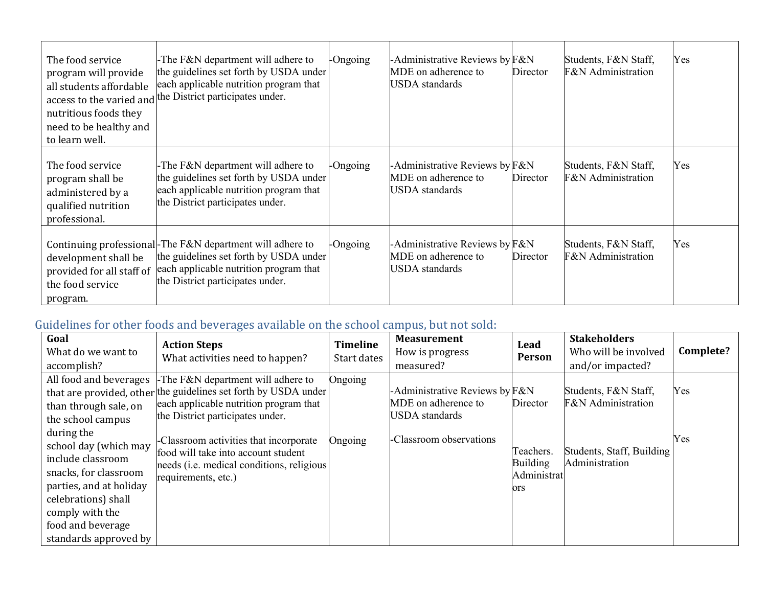| | | | | | | |
|---|---|---|---|---|---|---|
| The food service program will provide all students affordable access to the varied and nutritious foods they need to be healthy and to learn well. | -The F&N department will adhere to the guidelines set forth by USDA under each applicable nutrition program that the District participates under. | -Ongoing | -Administrative Reviews by MDE on adherence to USDA standards | F&N Director | Students, F&N Staff, F&N Administration | Yes |
| The food service program shall be administered by a qualified nutrition professional. | -The F&N department will adhere to the guidelines set forth by USDA under each applicable nutrition program that the District participates under. | -Ongoing | -Administrative Reviews by MDE on adherence to USDA standards | F&N Director | Students, F&N Staff, F&N Administration | Yes |
| Continuing professional development shall be provided for all staff of the food service program. | -The F&N department will adhere to the guidelines set forth by USDA under each applicable nutrition program that the District participates under. | -Ongoing | -Administrative Reviews by MDE on adherence to USDA standards | F&N Director | Students, F&N Staff, F&N Administration | Yes |

## Guidelines for other foods and beverages available on the school campus, but not sold:

| **Goal** What do we want to accomplish? | **Action Steps** What activities need to happen? | **Timeline** Start dates | **Measurement** How is progress measured? | **Lead Person** | **Stakeholders** Who will be involved and/or impacted? | **Complete?** |
|---|---|---|---|---|---|---|
| All food and beverages that are provided, other than through sale, on the school campus during the school day (which may include classroom snacks, for classroom parties, and at holiday celebrations) shall comply with the food and beverage standards approved by | -The F&N department will adhere to the guidelines set forth by USDA under each applicable nutrition program that the District participates under.<br><br>-Classroom activities that incorporate food will take into account student needs (i.e. medical conditions, religious requirements, etc.) | Ongoing<br><br>Ongoing | -Administrative Reviews by MDE on adherence to USDA standards<br><br>-Classroom observations | F&N Director<br><br>Teachers. Building Administrators | Students, F&N Staff, F&N Administration<br><br>Students, Staff, Building Administration | Yes<br><br>Yes |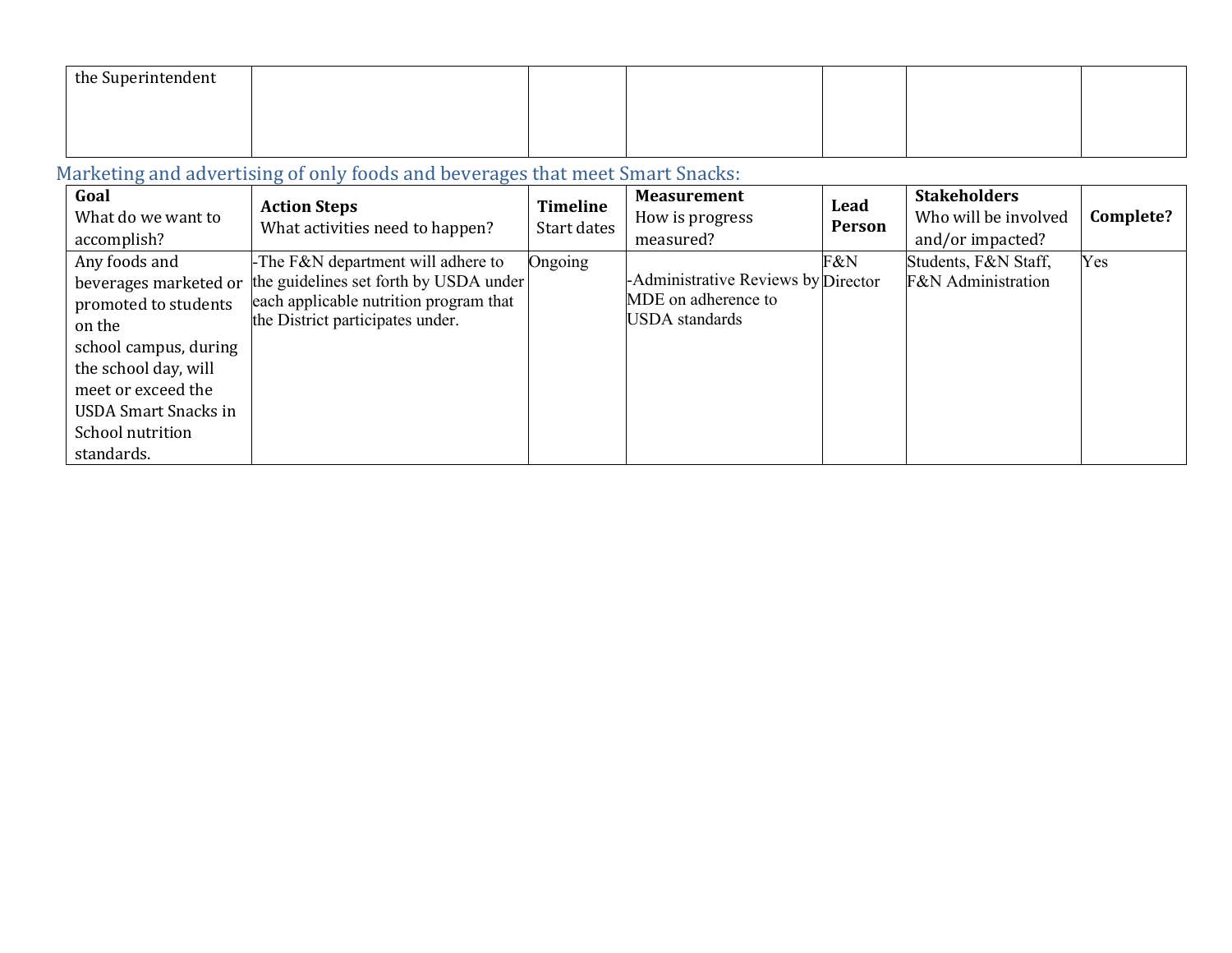| | | | | | | |
|---|---|---|---|---|---|---|
| the Superintendent | | | | | | |

## Marketing and advertising of only foods and beverages that meet Smart Snacks:

| **Goal** What do we want to accomplish? | **Action Steps** What activities need to happen? | **Timeline** Start dates | **Measurement** How is progress measured? | **Lead Person** | **Stakeholders** Who will be involved and/or impacted? | **Complete?** |
|---|---|---|---|---|---|---|
| Any foods and beverages marketed or promoted to students on the school campus, during the school day, will meet or exceed the USDA Smart Snacks in School nutrition standards. | -The F&N department will adhere to the guidelines set forth by USDA under each applicable nutrition program that the District participates under. | Ongoing | -Administrative Reviews by MDE on adherence to USDA standards | F&N Director | Students, F&N Staff, F&N Administration | Yes |